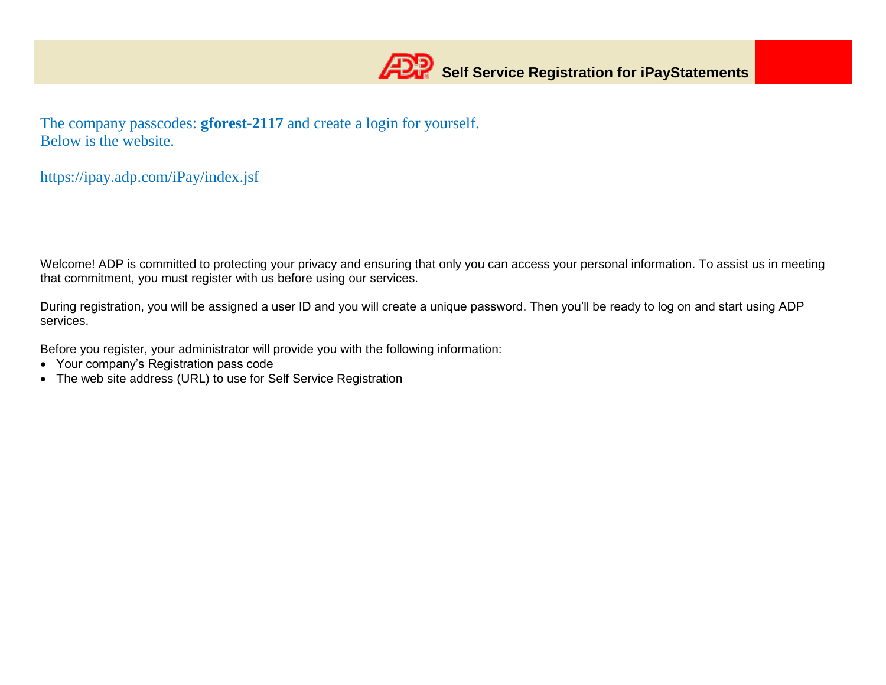# Self Service Registration for iPayStatements

The company passcodes: **gforest-2117** and create a login for yourself.
Below is the website.

https://ipay.adp.com/iPay/index.jsf

Welcome! ADP is committed to protecting your privacy and ensuring that only you can access your personal information. To assist us in meeting that commitment, you must register with us before using our services.

During registration, you will be assigned a user ID and you will create a unique password. Then you'll be ready to log on and start using ADP services.

Before you register, your administrator will provide you with the following information:

- Your company's Registration pass code
- The web site address (URL) to use for Self Service Registration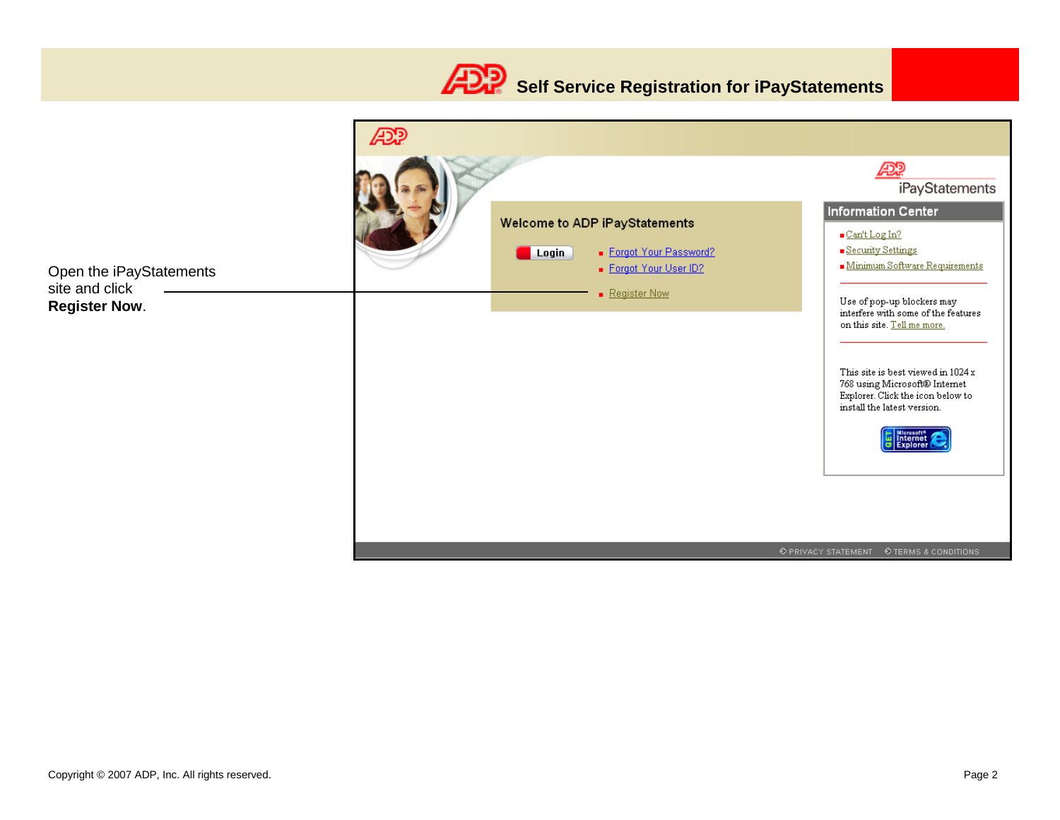# Self Service Registration for iPayStatements

Open the iPayStatements site and click **Register Now**.

Welcome to ADP iPayStatements

Login

- Forgot Your Password?
- Forgot Your User ID?
- Register Now

iPayStatements

**Information Center**

- Can't Log In?
- Security Settings
- Minimum Software Requirements

Use of pop-up blockers may interfere with some of the features on this site. Tell me more.

This site is best viewed in 1024 x 768 using Microsoft® Internet Explorer. Click the icon below to install the latest version.

PRIVACY STATEMENT   TERMS & CONDITIONS

Copyright © 2007 ADP, Inc. All rights reserved.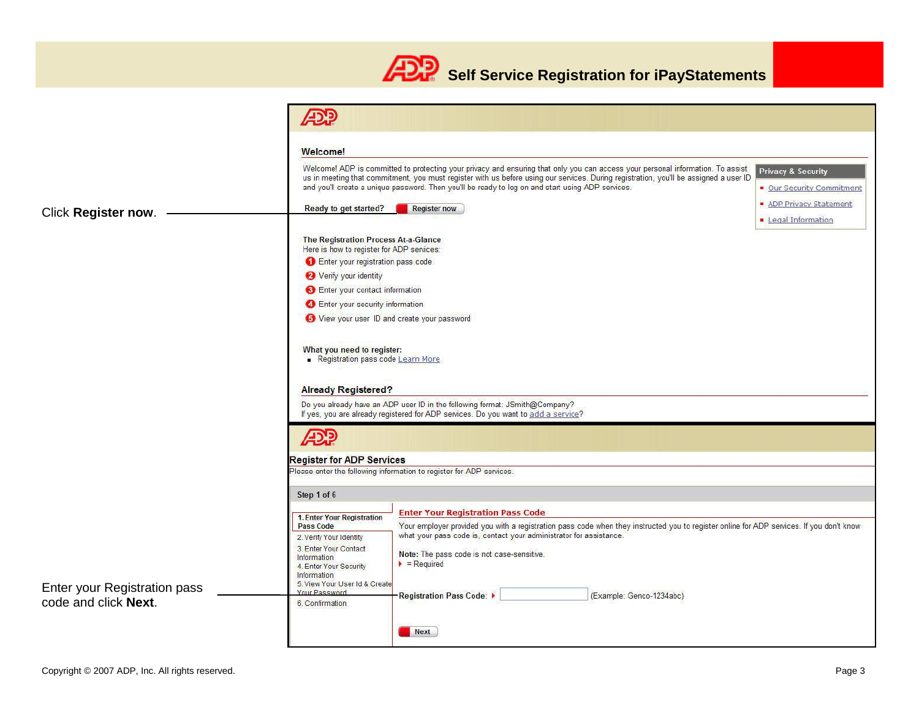# Self Service Registration for iPayStatements

Click **Register now**.

**Welcome!**

Welcome! ADP is committed to protecting your privacy and ensuring that only you can access your personal information. To assist us in meeting that commitment, you must register with us before using our services. During registration, you'll be assigned a user ID and you'll create a unique password. Then you'll be ready to log on and start using ADP services.

Ready to get started? Register now

**Privacy & Security**

- Our Security Commitment
- ADP Privacy Statement
- Legal Information

**The Registration Process At-a-Glance**

Here is how to register for ADP services:

1. Enter your registration pass code
2. Verify your identity
3. Enter your contact information
4. Enter your security information
5. View your user ID and create your password

**What you need to register:**

- Registration pass code Learn More

**Already Registered?**

Do you already have an ADP user ID in the following format: JSmith@Company?
If yes, you are already registered for ADP services. Do you want to add a service?

Enter your Registration pass code and click **Next**.

**Register for ADP Services**

Please enter the following information to register for ADP services.

Step 1 of 6

1. Enter Your Registration Pass Code
2. Verify Your Identity
3. Enter Your Contact Information
4. Enter Your Security Information
5. View Your User Id & Create Your Password
6. Confirmation

**Enter Your Registration Pass Code**

Your employer provided you with a registration pass code when they instructed you to register online for ADP services. If you don't know what your pass code is, contact your administrator for assistance.

**Note:** The pass code is not case-sensitive.
= Required

Registration Pass Code: (Example: Genco-1234abc)

Next

Copyright © 2007 ADP, Inc. All rights reserved.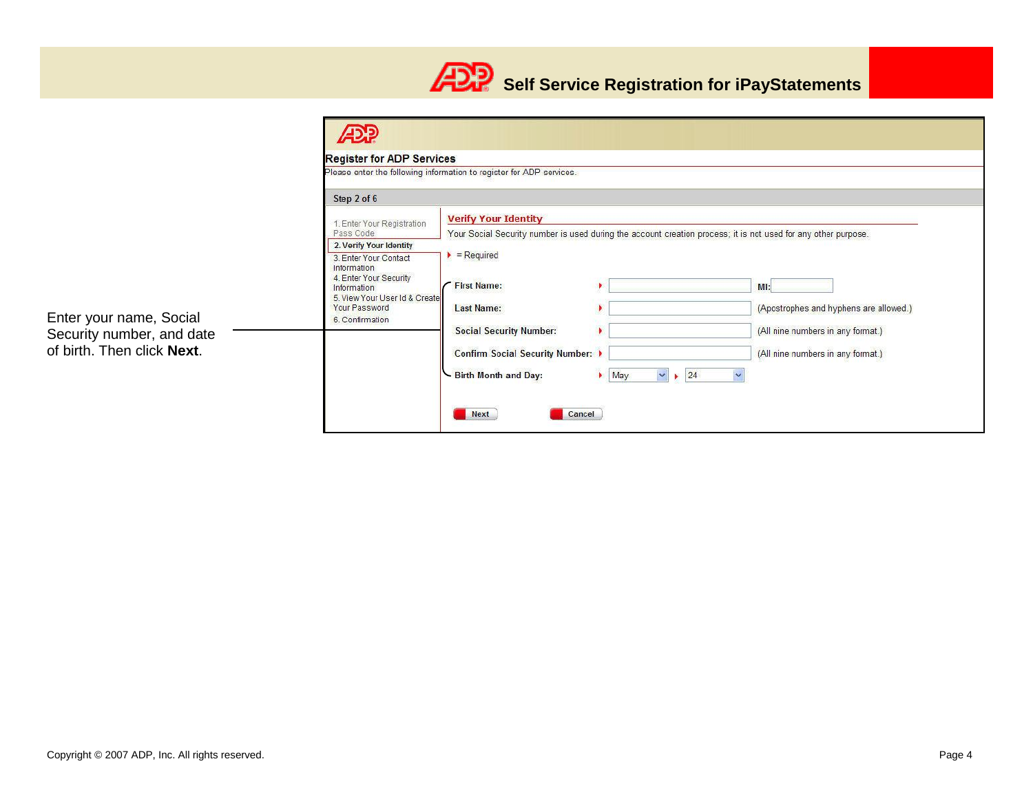# Self Service Registration for iPayStatements

## Register for ADP Services

Please enter the following information to register for ADP services.

**Step 2 of 6**

1. Enter Your Registration Pass Code
2. **Verify Your Identity**
3. Enter Your Contact Information
4. Enter Your Security Information
5. View Your User Id & Create Your Password
6. Confirmation

### Verify Your Identity

Your Social Security number is used during the account creation process; it is not used for any other purpose.

= Required

- **First Name:** [ ] **MI:** [ ]
- **Last Name:** [ ] (Apostrophes and hyphens are allowed.)
- **Social Security Number:** [ ] (All nine numbers in any format.)
- **Confirm Social Security Number:** [ ] (All nine numbers in any format.)
- **Birth Month and Day:** May 24

**Next** **Cancel**

Enter your name, Social Security number, and date of birth. Then click **Next**.

Copyright © 2007 ADP, Inc. All rights reserved.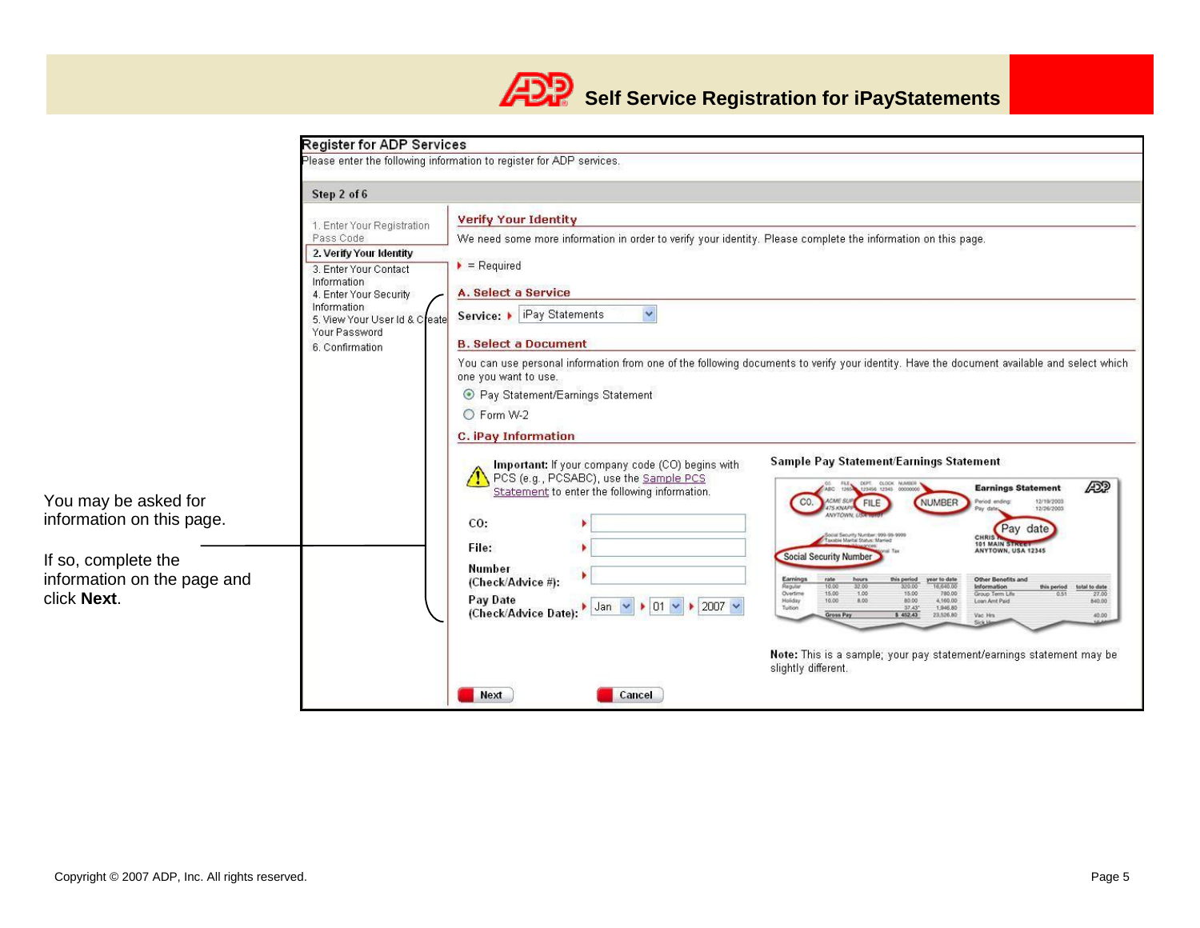# Self Service Registration for iPayStatements

## Register for ADP Services

Please enter the following information to register for ADP services.

**Step 2 of 6**

1. Enter Your Registration Pass Code
2. **Verify Your Identity**
3. Enter Your Contact Information
4. Enter Your Security Information
5. View Your User Id & Create Your Password
6. Confirmation

### Verify Your Identity

We need some more information in order to verify your identity. Please complete the information on this page.

► = Required

#### A. Select a Service

**Service:** ► iPay Statements

#### B. Select a Document

You can use personal information from one of the following documents to verify your identity. Have the document available and select which one you want to use.

- (•) Pay Statement/Earnings Statement
- ( ) Form W-2

#### C. iPay Information

**Important:** If your company code (CO) begins with PCS (e.g., PCSABC), use the Sample PCS Statement to enter the following information.

- **CO:** ►
- **File:** ►
- **Number (Check/Advice #):** ►
- **Pay Date (Check/Advice Date):** ► Jan ► 01 ► 2007

**Sample Pay Statement/Earnings Statement**

**Note:** This is a sample; your pay statement/earnings statement may be slightly different.

Next | Cancel

You may be asked for information on this page.

If so, complete the information on the page and click **Next**.

Copyright © 2007 ADP, Inc. All rights reserved.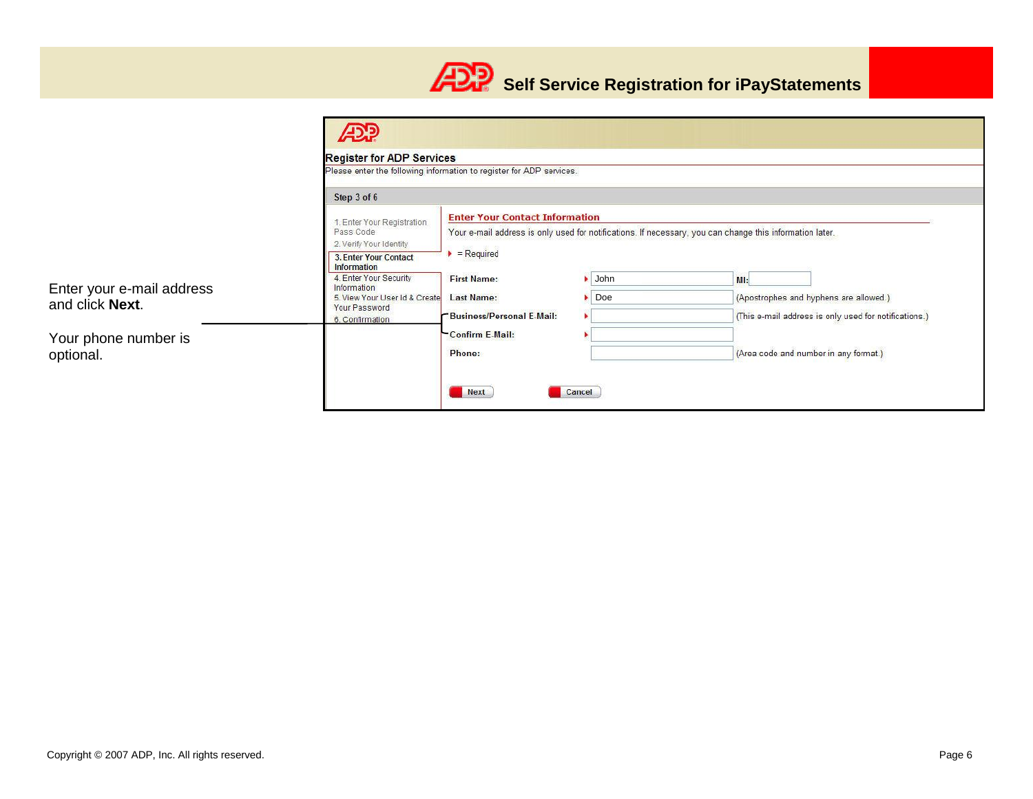Enter your e-mail address and click **Next**.

Your phone number is optional.

**Register for ADP Services**

Please enter the following information to register for ADP services.

Step 3 of 6

1. Enter Your Registration Pass Code
2. Verify Your Identity
3. **Enter Your Contact Information**
4. Enter Your Security Information
5. View Your User Id & Create Your Password
6. Confirmation

**Enter Your Contact Information**

Your e-mail address is only used for notifications. If necessary, you can change this information later.

= Required

| Field | Value | Note |
|---|---|---|
| **First Name:** | John | **MI:** |
| **Last Name:** | Doe | (Apostrophes and hyphens are allowed.) |
| **Business/Personal E-Mail:** | | (This e-mail address is only used for notifications.) |
| **Confirm E-Mail:** | | |
| **Phone:** | | (Area code and number in any format.) |

Next   Cancel

Copyright © 2007 ADP, Inc. All rights reserved.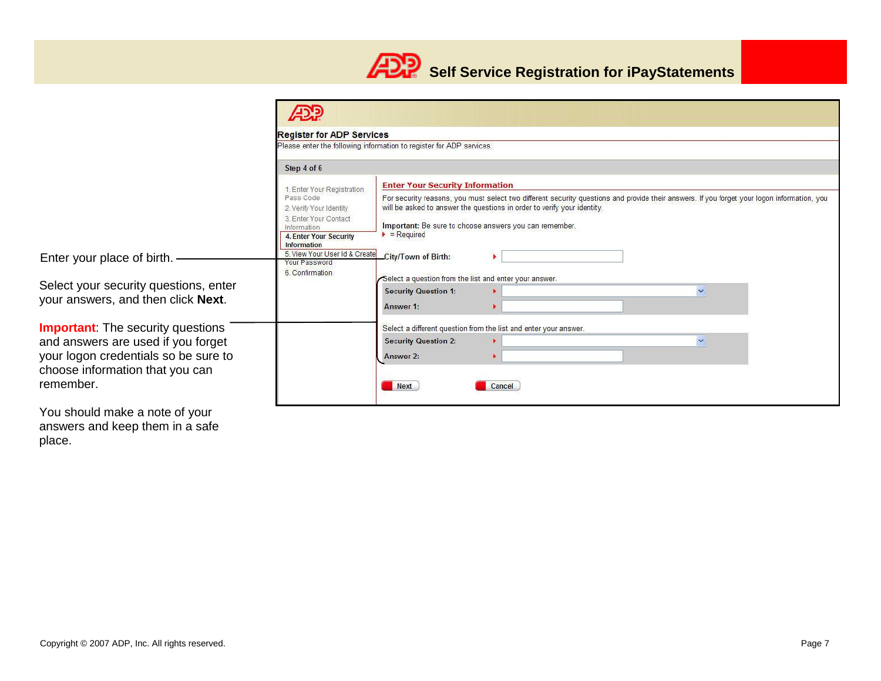# Self Service Registration for iPayStatements

Enter your place of birth.

Select your security questions, enter your answers, and then click **Next**.

**Important**: The security questions and answers are used if you forget your logon credentials so be sure to choose information that you can remember.

You should make a note of your answers and keep them in a safe place.

**Register for ADP Services**

Please enter the following information to register for ADP services.

Step 4 of 6

1. Enter Your Registration Pass Code
2. Verify Your Identity
3. Enter Your Contact Information
4. **Enter Your Security Information**
5. View Your User Id & Create Your Password
6. Confirmation

**Enter Your Security Information**

For security reasons, you must select two different security questions and provide their answers. If you forget your logon information, you will be asked to answer the questions in order to verify your identity.

**Important:** Be sure to choose answers you can remember.

= Required

**City/Town of Birth:**

Select a question from the list and enter your answer.

**Security Question 1:**

**Answer 1:**

Select a different question from the list and enter your answer.

**Security Question 2:**

**Answer 2:**

Next Cancel

Copyright © 2007 ADP, Inc. All rights reserved.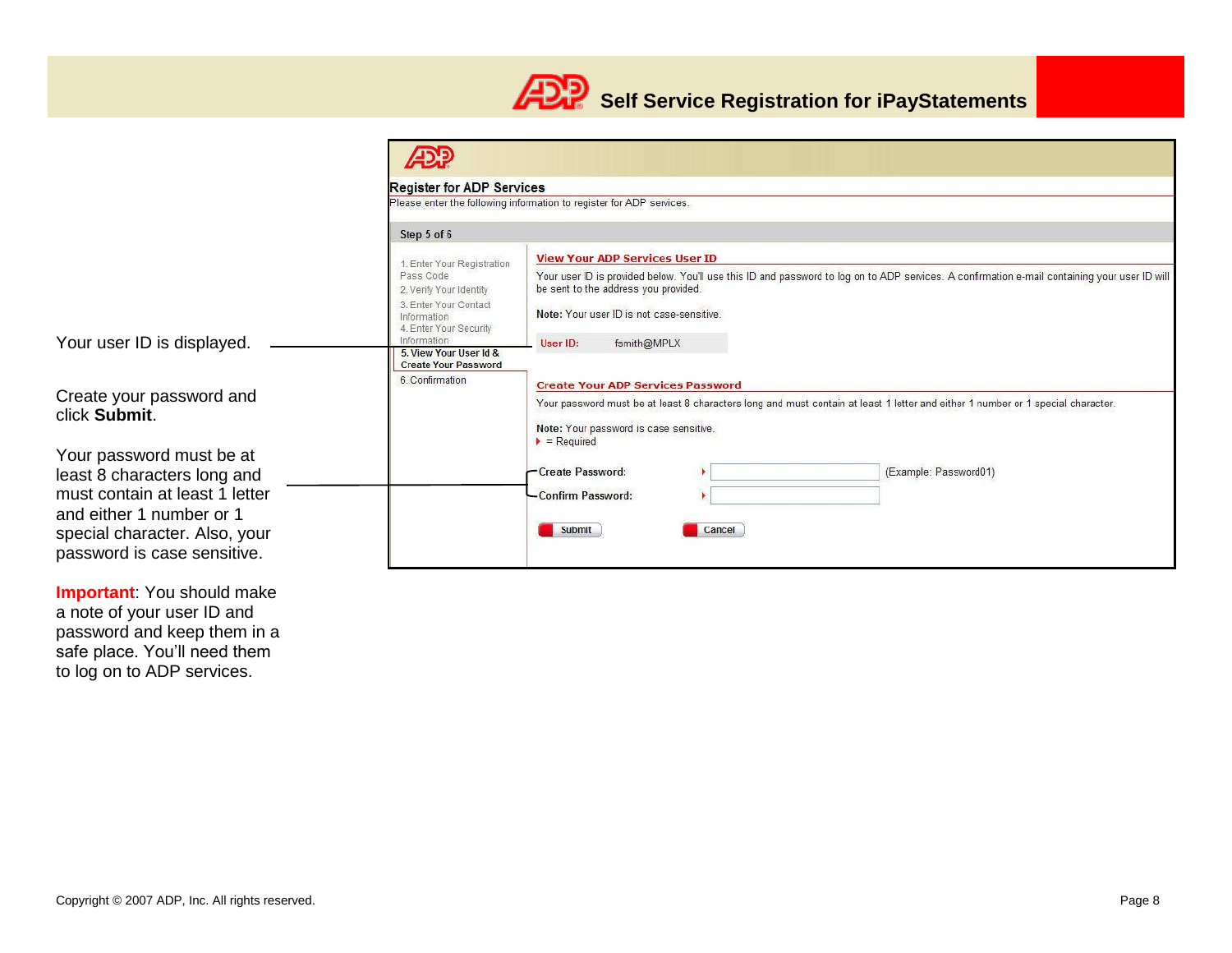# Self Service Registration for iPayStatements

Your user ID is displayed.

Create your password and click **Submit**.

Your password must be at least 8 characters long and must contain at least 1 letter and either 1 number or 1 special character. Also, your password is case sensitive.

**Important**: You should make a note of your user ID and password and keep them in a safe place. You'll need them to log on to ADP services.

## Register for ADP Services

Please enter the following information to register for ADP services.

**Step 5 of 6**

1. Enter Your Registration Pass Code
2. Verify Your Identity
3. Enter Your Contact Information
4. Enter Your Security Information
5. **View Your User Id & Create Your Password**
6. Confirmation

### View Your ADP Services User ID

Your user ID is provided below. You'll use this ID and password to log on to ADP services. A confirmation e-mail containing your user ID will be sent to the address you provided.

**Note:** Your user ID is not case-sensitive.

User ID: fsmith@MPLX

### Create Your ADP Services Password

Your password must be at least 8 characters long and must contain at least 1 letter and either 1 number or 1 special character.

**Note:** Your password is case sensitive.

= Required

Create Password: (Example: Password01)

Confirm Password:

Submit Cancel

Copyright © 2007 ADP, Inc. All rights reserved.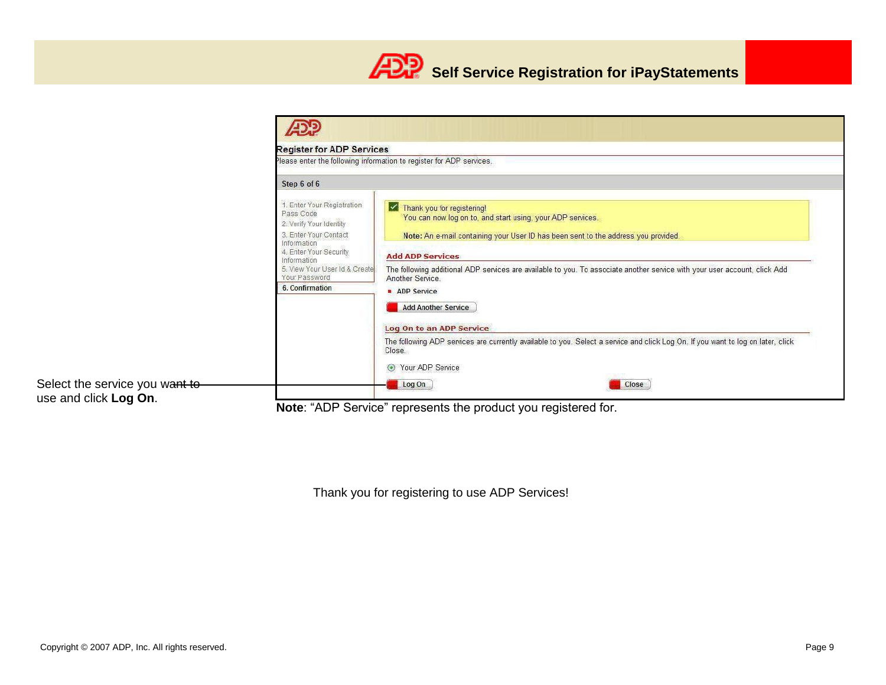# Self Service Registration for iPayStatements

**Register for ADP Services**

Please enter the following information to register for ADP services.

Step 6 of 6

1. Enter Your Registration Pass Code
2. Verify Your Identity
3. Enter Your Contact Information
4. Enter Your Security Information
5. View Your User Id & Create Your Password
6. Confirmation

Thank you for registering!
You can now log on to, and start using, your ADP services.

**Note:** An e-mail containing your User ID has been sent to the address you provided.

**Add ADP Services**

The following additional ADP services are available to you. To associate another service with your user account, click Add Another Service.

- ADP Service

Add Another Service

**Log On to an ADP Service**

The following ADP services are currently available to you. Select a service and click Log On. If you want to log on later, click Close.

Your ADP Service

Log On    Close

Select the service you want to use and click **Log On**.

**Note**: “ADP Service” represents the product you registered for.

Thank you for registering to use ADP Services!

Copyright © 2007 ADP, Inc. All rights reserved.